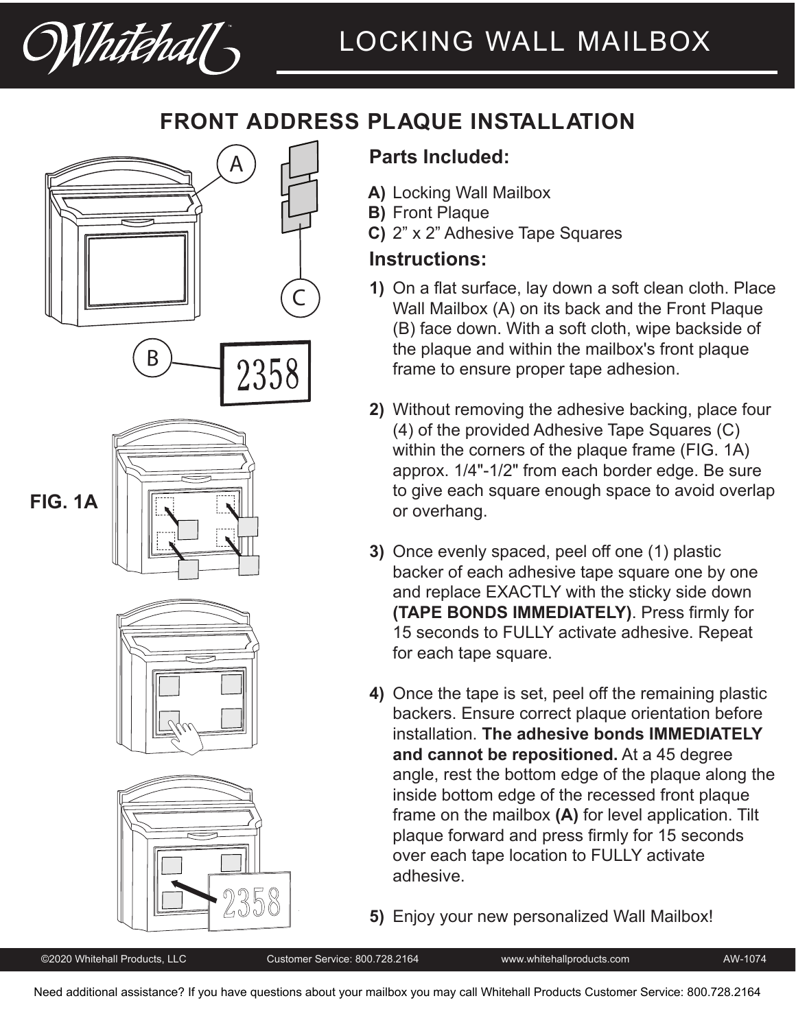# LOCKING WALL MAILBOX

## FRONT ADDRESS PLAQUE INSTALLATION

FIG. 1A

### Parts Included:

**A)** Locking Wall Mailbox
**B)** Front Plaque
**C)** 2" x 2" Adhesive Tape Squares

### Instructions:

**1)** On a flat surface, lay down a soft clean cloth. Place Wall Mailbox (A) on its back and the Front Plaque (B) face down. With a soft cloth, wipe backside of the plaque and within the mailbox's front plaque frame to ensure proper tape adhesion.

**2)** Without removing the adhesive backing, place four (4) of the provided Adhesive Tape Squares (C) within the corners of the plaque frame (FIG. 1A) approx. 1/4"-1/2" from each border edge. Be sure to give each square enough space to avoid overlap or overhang.

**3)** Once evenly spaced, peel off one (1) plastic backer of each adhesive tape square one by one and replace EXACTLY with the sticky side down **(TAPE BONDS IMMEDIATELY)**. Press firmly for 15 seconds to FULLY activate adhesive. Repeat for each tape square.

**4)** Once the tape is set, peel off the remaining plastic backers. Ensure correct plaque orientation before installation. **The adhesive bonds IMMEDIATELY and cannot be repositioned.** At a 45 degree angle, rest the bottom edge of the plaque along the inside bottom edge of the recessed front plaque frame on the mailbox **(A)** for level application. Tilt plaque forward and press firmly for 15 seconds over each tape location to FULLY activate adhesive.

**5)** Enjoy your new personalized Wall Mailbox!

Need additional assistance? If you have questions about your mailbox you may call Whitehall Products Customer Service: 800.728.2164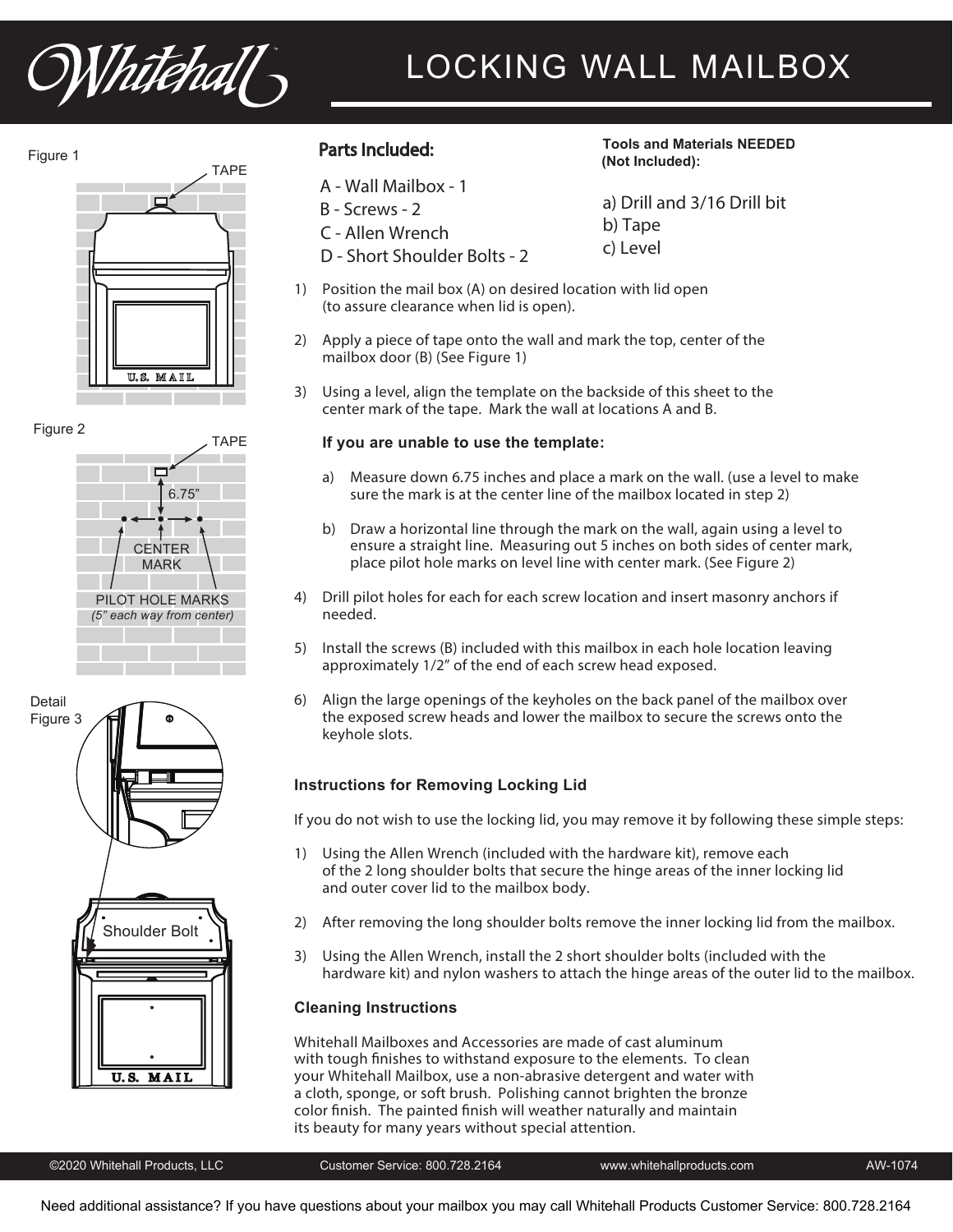# Whitehall

# LOCKING WALL MAILBOX

Figure 1

TAPE

U.S. MAIL

Figure 2

TAPE

6.75"

CENTER MARK

PILOT HOLE MARKS
*(5" each way from center)*

Detail Figure 3

Shoulder Bolt

U.S. MAIL

## Parts Included:

A - Wall Mailbox - 1
B - Screws - 2
C - Allen Wrench
D - Short Shoulder Bolts - 2

**Tools and Materials NEEDED (Not Included):**

a) Drill and 3/16 Drill bit
b) Tape
c) Level

1) Position the mail box (A) on desired location with lid open (to assure clearance when lid is open).

2) Apply a piece of tape onto the wall and mark the top, center of the mailbox door (B) (See Figure 1)

3) Using a level, align the template on the backside of this sheet to the center mark of the tape. Mark the wall at locations A and B.

   **If you are unable to use the template:**

   a) Measure down 6.75 inches and place a mark on the wall. (use a level to make sure the mark is at the center line of the mailbox located in step 2)

   b) Draw a horizontal line through the mark on the wall, again using a level to ensure a straight line. Measuring out 5 inches on both sides of center mark, place pilot hole marks on level line with center mark. (See Figure 2)

4) Drill pilot holes for each for each screw location and insert masonry anchors if needed.

5) Install the screws (B) included with this mailbox in each hole location leaving approximately 1/2" of the end of each screw head exposed.

6) Align the large openings of the keyholes on the back panel of the mailbox over the exposed screw heads and lower the mailbox to secure the screws onto the keyhole slots.

### Instructions for Removing Locking Lid

If you do not wish to use the locking lid, you may remove it by following these simple steps:

1) Using the Allen Wrench (included with the hardware kit), remove each of the 2 long shoulder bolts that secure the hinge areas of the inner locking lid and outer cover lid to the mailbox body.

2) After removing the long shoulder bolts remove the inner locking lid from the mailbox.

3) Using the Allen Wrench, install the 2 short shoulder bolts (included with the hardware kit) and nylon washers to attach the hinge areas of the outer lid to the mailbox.

### Cleaning Instructions

Whitehall Mailboxes and Accessories are made of cast aluminum with tough finishes to withstand exposure to the elements. To clean your Whitehall Mailbox, use a non-abrasive detergent and water with a cloth, sponge, or soft brush. Polishing cannot brighten the bronze color finish. The painted finish will weather naturally and maintain its beauty for many years without special attention.

©2020 Whitehall Products, LLC | Customer Service: 800.728.2164 | www.whitehallproducts.com | AW-1074

Need additional assistance? If you have questions about your mailbox you may call Whitehall Products Customer Service: 800.728.2164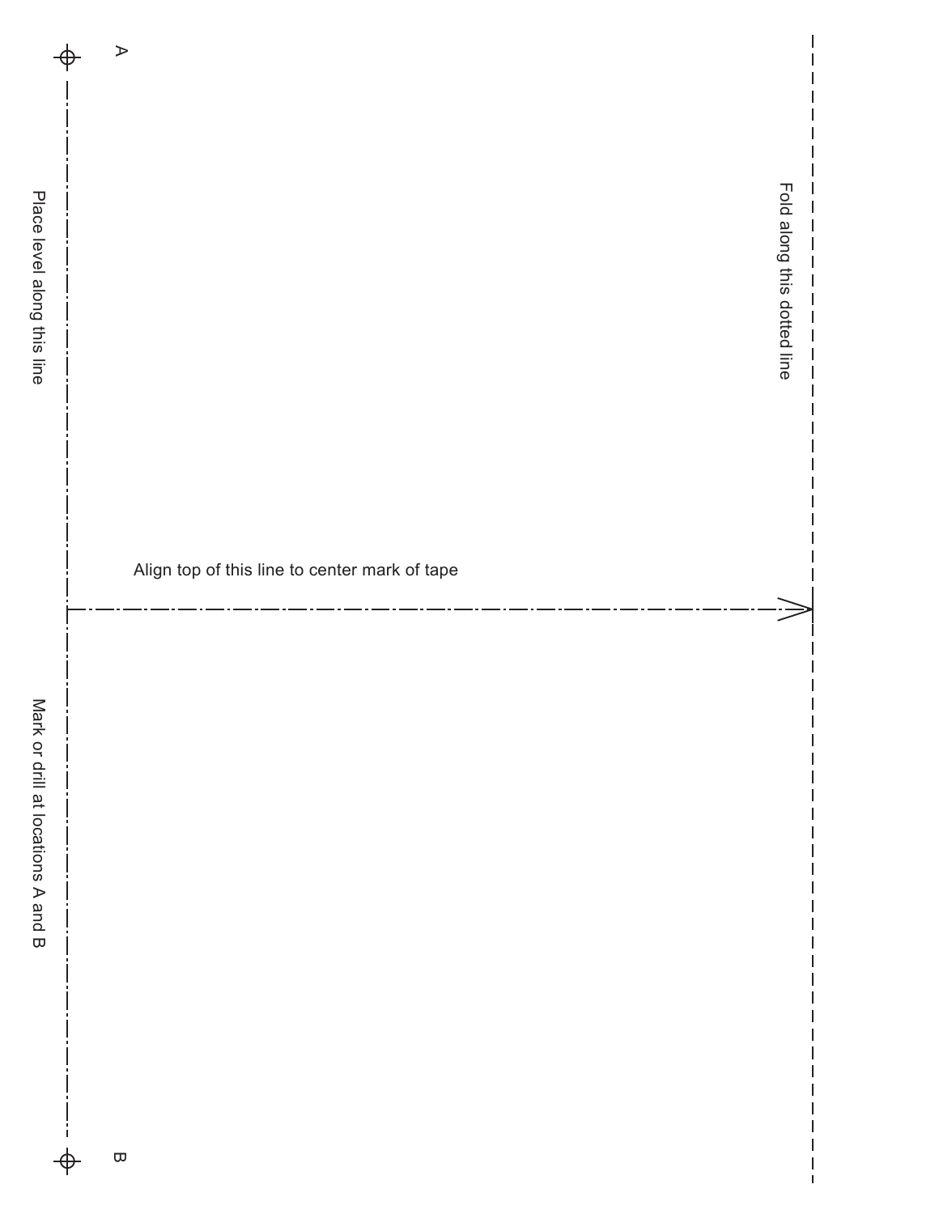A

Place level along this line

Fold along this dotted line

Align top of this line to center mark of tape

Mark or drill at locations A and B

B